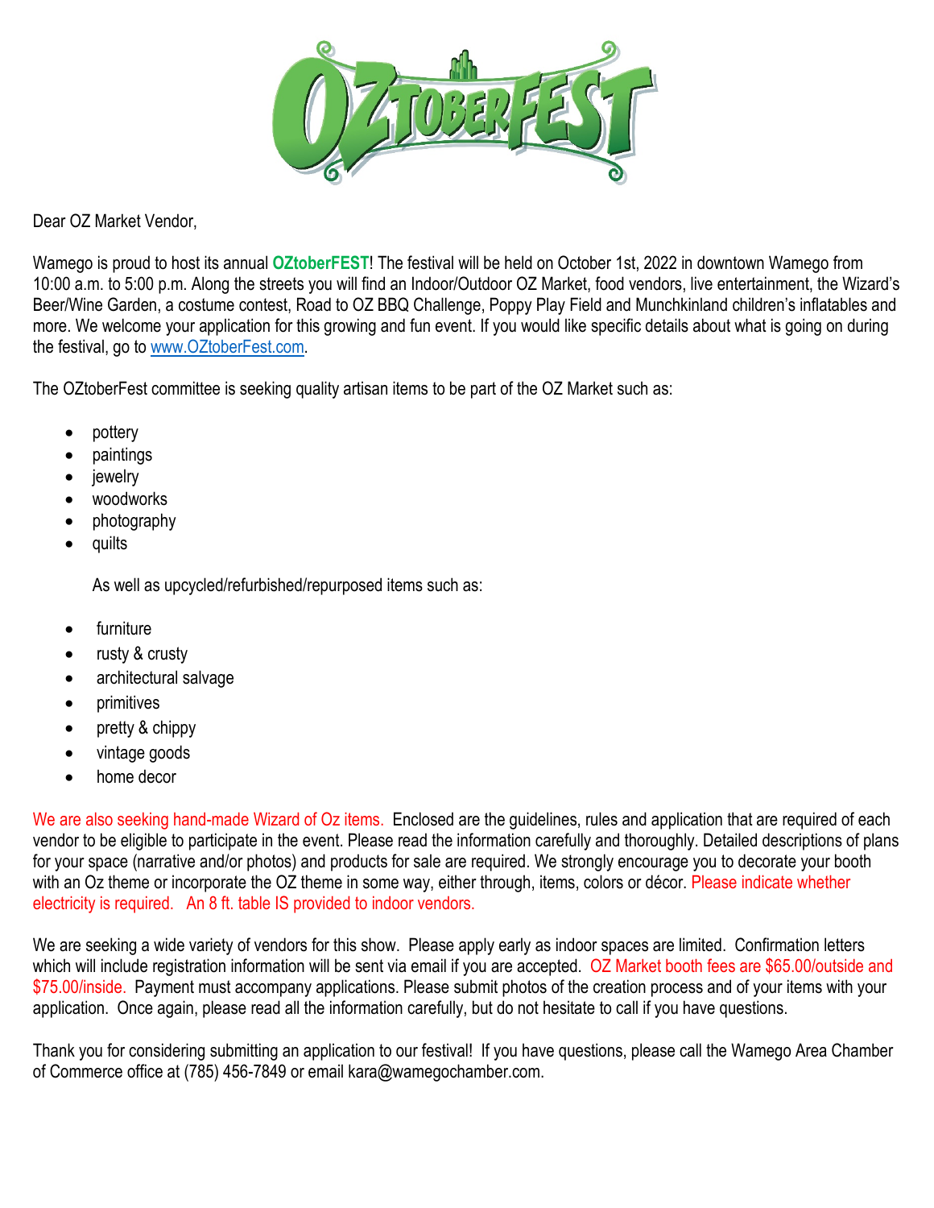# OZtoberFEST

Dear OZ Market Vendor,

Wamego is proud to host its annual **OZtoberFEST**! The festival will be held on October 1st, 2022 in downtown Wamego from 10:00 a.m. to 5:00 p.m. Along the streets you will find an Indoor/Outdoor OZ Market, food vendors, live entertainment, the Wizard's Beer/Wine Garden, a costume contest, Road to OZ BBQ Challenge, Poppy Play Field and Munchkinland children's inflatables and more. We welcome your application for this growing and fun event. If you would like specific details about what is going on during the festival, go to www.OZtoberFest.com.

The OZtoberFest committee is seeking quality artisan items to be part of the OZ Market such as:

- pottery
- paintings
- jewelry
- woodworks
- photography
- quilts

As well as upcycled/refurbished/repurposed items such as:

- furniture
- rusty & crusty
- architectural salvage
- primitives
- pretty & chippy
- vintage goods
- home decor

We are also seeking hand-made Wizard of Oz items. Enclosed are the guidelines, rules and application that are required of each vendor to be eligible to participate in the event. Please read the information carefully and thoroughly. Detailed descriptions of plans for your space (narrative and/or photos) and products for sale are required. We strongly encourage you to decorate your booth with an Oz theme or incorporate the OZ theme in some way, either through, items, colors or décor. Please indicate whether electricity is required. An 8 ft. table IS provided to indoor vendors.

We are seeking a wide variety of vendors for this show. Please apply early as indoor spaces are limited. Confirmation letters which will include registration information will be sent via email if you are accepted. OZ Market booth fees are $65.00/outside and $75.00/inside. Payment must accompany applications. Please submit photos of the creation process and of your items with your application. Once again, please read all the information carefully, but do not hesitate to call if you have questions.

Thank you for considering submitting an application to our festival! If you have questions, please call the Wamego Area Chamber of Commerce office at (785) 456-7849 or email kara@wamegochamber.com.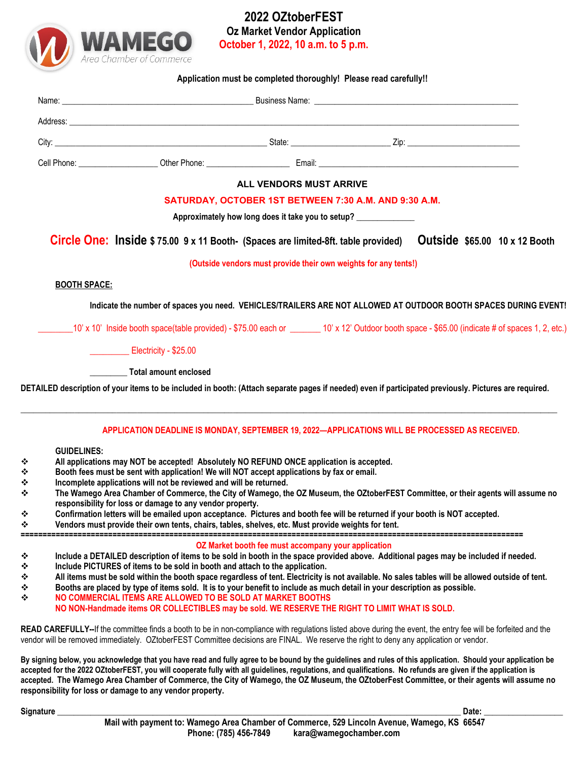WAMEGO
Area Chamber of Commerce

# 2022 OZtoberFEST
## Oz Market Vendor Application
## October 1, 2022, 10 a.m. to 5 p.m.

**Application must be completed thoroughly! Please read carefully!!**

Name: _____________________________________________ Business Name: _______________________________________________

Address: __________________________________________________________________________________________________________

City: ________________________________________________ State: ______________________ Zip: __________________________

Cell Phone: __________________ Other Phone: ___________________ Email: ______________________________________________

**ALL VENDORS MUST ARRIVE**

**SATURDAY, OCTOBER 1ST BETWEEN 7:30 A.M. AND 9:30 A.M.**

**Approximately how long does it take you to setup?** _____________

**Circle One: Inside $ 75.00 9 x 11 Booth- (Spaces are limited-8ft. table provided) Outside $65.00 10 x 12 Booth**

**(Outside vendors must provide their own weights for any tents!)**

**BOOTH SPACE:**

**Indicate the number of spaces you need. VEHICLES/TRAILERS ARE NOT ALLOWED AT OUTDOOR BOOTH SPACES DURING EVENT!**

________10' x 10' Inside booth space(table provided) - $75.00 each or _______ 10' x 12' Outdoor booth space - $65.00 (indicate # of spaces 1, 2, etc.)

_________ Electricity - $25.00

_________ **Total amount enclosed**

**DETAILED description of your items to be included in booth: (Attach separate pages if needed) even if participated previously. Pictures are required.**

______________________________________________________________________________________________________________________

**APPLICATION DEADLINE IS MONDAY, SEPTEMBER 19, 2022—APPLICATIONS WILL BE PROCESSED AS RECEIVED.**

**GUIDELINES:**

- **All applications may NOT be accepted! Absolutely NO REFUND ONCE application is accepted.**
- **Booth fees must be sent with application! We will NOT accept applications by fax or email.**
- **Incomplete applications will not be reviewed and will be returned.**
- **The Wamego Area Chamber of Commerce, the City of Wamego, the OZ Museum, the OZtoberFEST Committee, or their agents will assume no responsibility for loss or damage to any vendor property.**
- **Confirmation letters will be emailed upon acceptance. Pictures and booth fee will be returned if your booth is NOT accepted.**
- **Vendors must provide their own tents, chairs, tables, shelves, etc. Must provide weights for tent.**

==========================================================================================================

**OZ Market booth fee must accompany your application**

- **Include a DETAILED description of items to be sold in booth in the space provided above. Additional pages may be included if needed.**
- **Include PICTURES of items to be sold in booth and attach to the application.**
- **All items must be sold within the booth space regardless of tent. Electricity is not available. No sales tables will be allowed outside of tent.**
- **Booths are placed by type of items sold. It is to your benefit to include as much detail in your description as possible.**
- **NO COMMERCIAL ITEMS ARE ALLOWED TO BE SOLD AT MARKET BOOTHS**
  **NO NON-Handmade items OR COLLECTIBLES may be sold. WE RESERVE THE RIGHT TO LIMIT WHAT IS SOLD.**

**READ CAREFULLY--**If the committee finds a booth to be in non-compliance with regulations listed above during the event, the entry fee will be forfeited and the vendor will be removed immediately. OZtoberFEST Committee decisions are FINAL. We reserve the right to deny any application or vendor.

**By signing below, you acknowledge that you have read and fully agree to be bound by the guidelines and rules of this application. Should your application be accepted for the 2022 OZtoberFEST, you will cooperate fully with all guidelines, regulations, and qualifications. No refunds are given if the application is accepted. The Wamego Area Chamber of Commerce, the City of Wamego, the OZ Museum, the OZtoberFest Committee, or their agents will assume no responsibility for loss or damage to any vendor property.**

**Signature** ______________________________________________________________________________________ **Date:** __________________

**Mail with payment to: Wamego Area Chamber of Commerce, 529 Lincoln Avenue, Wamego, KS 66547**
**Phone: (785) 456-7849 kara@wamegochamber.com**